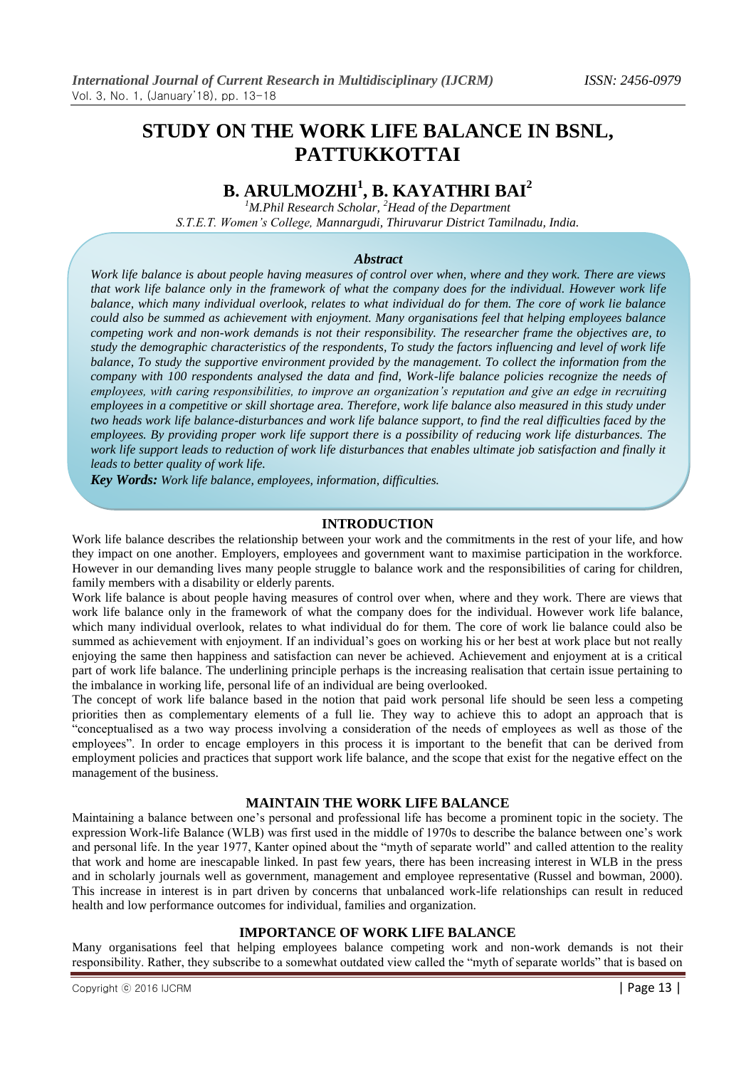# STUDY ON THE WORK LIFE BALANCE IN BSNL, PATTUKKOTTAI

## B. ARULMOZHI[1], B. KAYATHRI BAI[2]

*[1]M.Phil Research Scholar, [2]Head of the Department*
*S.T.E.T. Women's College, Mannargudi, Thiruvarur District Tamilnadu, India.*

### *Abstract*

*Work life balance is about people having measures of control over when, where and they work. There are views that work life balance only in the framework of what the company does for the individual. However work life balance, which many individual overlook, relates to what individual do for them. The core of work lie balance could also be summed as achievement with enjoyment. Many organisations feel that helping employees balance competing work and non-work demands is not their responsibility. The researcher frame the objectives are, to study the demographic characteristics of the respondents, To study the factors influencing and level of work life balance, To study the supportive environment provided by the management. To collect the information from the company with 100 respondents analysed the data and find, Work-life balance policies recognize the needs of employees, with caring responsibilities, to improve an organization's reputation and give an edge in recruiting employees in a competitive or skill shortage area. Therefore, work life balance also measured in this study under two heads work life balance-disturbances and work life balance support, to find the real difficulties faced by the employees. By providing proper work life support there is a possibility of reducing work life disturbances. The work life support leads to reduction of work life disturbances that enables ultimate job satisfaction and finally it leads to better quality of work life.*

***Key Words:*** *Work life balance, employees, information, difficulties.*

## INTRODUCTION

Work life balance describes the relationship between your work and the commitments in the rest of your life, and how they impact on one another. Employers, employees and government want to maximise participation in the workforce. However in our demanding lives many people struggle to balance work and the responsibilities of caring for children, family members with a disability or elderly parents.

Work life balance is about people having measures of control over when, where and they work. There are views that work life balance only in the framework of what the company does for the individual. However work life balance, which many individual overlook, relates to what individual do for them. The core of work lie balance could also be summed as achievement with enjoyment. If an individual's goes on working his or her best at work place but not really enjoying the same then happiness and satisfaction can never be achieved. Achievement and enjoyment at is a critical part of work life balance. The underlining principle perhaps is the increasing realisation that certain issue pertaining to the imbalance in working life, personal life of an individual are being overlooked.

The concept of work life balance based in the notion that paid work personal life should be seen less a competing priorities then as complementary elements of a full lie. They way to achieve this to adopt an approach that is "conceptualised as a two way process involving a consideration of the needs of employees as well as those of the employees". In order to encage employers in this process it is important to the benefit that can be derived from employment policies and practices that support work life balance, and the scope that exist for the negative effect on the management of the business.

## MAINTAIN THE WORK LIFE BALANCE

Maintaining a balance between one's personal and professional life has become a prominent topic in the society. The expression Work-life Balance (WLB) was first used in the middle of 1970s to describe the balance between one's work and personal life. In the year 1977, Kanter opined about the "myth of separate world" and called attention to the reality that work and home are inescapable linked. In past few years, there has been increasing interest in WLB in the press and in scholarly journals well as government, management and employee representative (Russel and bowman, 2000). This increase in interest is in part driven by concerns that unbalanced work-life relationships can result in reduced health and low performance outcomes for individual, families and organization.

## IMPORTANCE OF WORK LIFE BALANCE

Many organisations feel that helping employees balance competing work and non-work demands is not their responsibility. Rather, they subscribe to a somewhat outdated view called the "myth of separate worlds" that is based on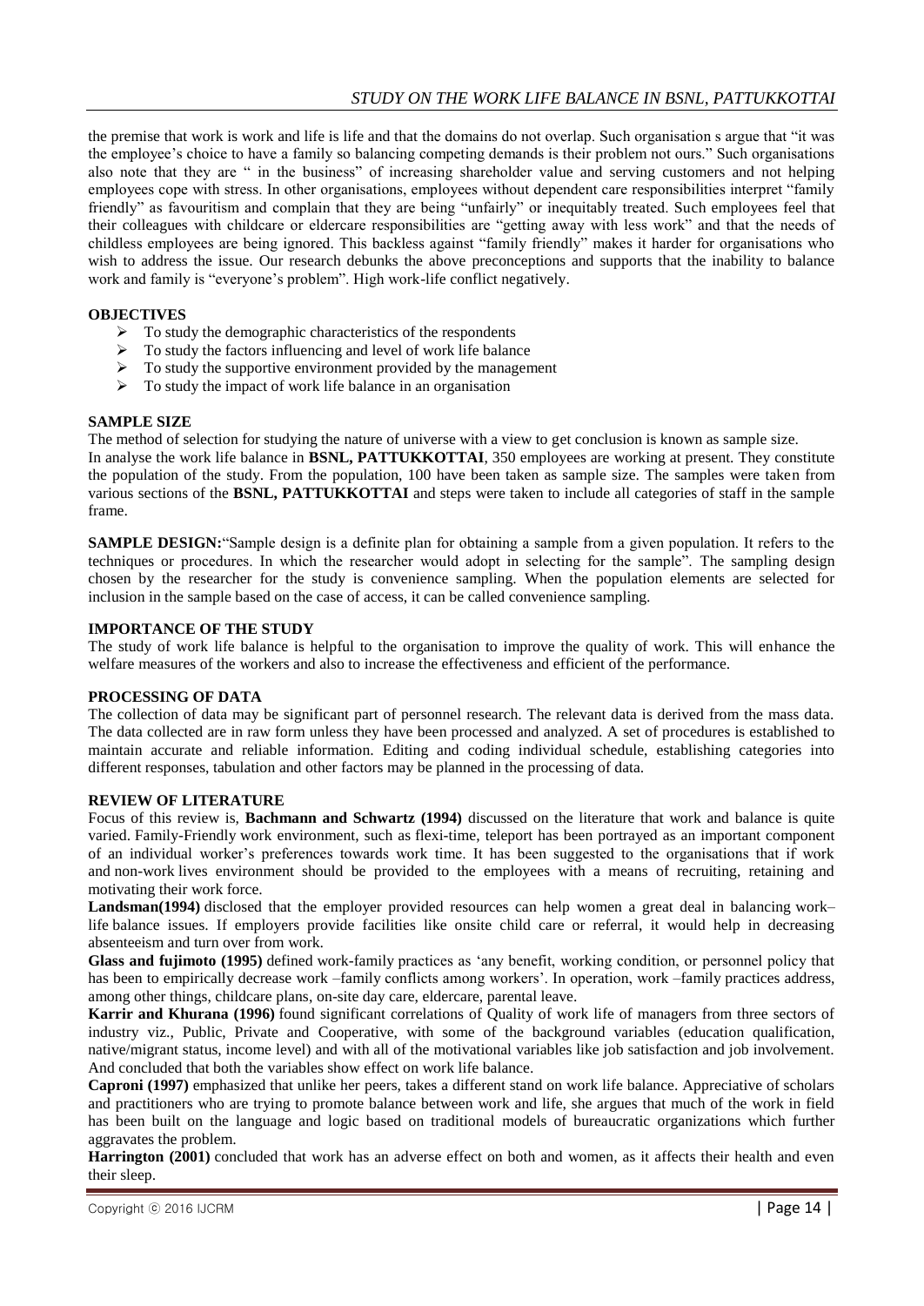the premise that work is work and life is life and that the domains do not overlap. Such organisation s argue that "it was the employee's choice to have a family so balancing competing demands is their problem not ours." Such organisations also note that they are " in the business" of increasing shareholder value and serving customers and not helping employees cope with stress. In other organisations, employees without dependent care responsibilities interpret "family friendly" as favouritism and complain that they are being "unfairly" or inequitably treated. Such employees feel that their colleagues with childcare or eldercare responsibilities are "getting away with less work" and that the needs of childless employees are being ignored. This backless against "family friendly" makes it harder for organisations who wish to address the issue. Our research debunks the above preconceptions and supports that the inability to balance work and family is "everyone's problem". High work-life conflict negatively.

**OBJECTIVES**

- To study the demographic characteristics of the respondents
- To study the factors influencing and level of work life balance
- To study the supportive environment provided by the management
- To study the impact of work life balance in an organisation

**SAMPLE SIZE**

The method of selection for studying the nature of universe with a view to get conclusion is known as sample size.
In analyse the work life balance in **BSNL, PATTUKKOTTAI**, 350 employees are working at present. They constitute the population of the study. From the population, 100 have been taken as sample size. The samples were taken from various sections of the **BSNL, PATTUKKOTTAI** and steps were taken to include all categories of staff in the sample frame.

**SAMPLE DESIGN:**"Sample design is a definite plan for obtaining a sample from a given population. It refers to the techniques or procedures. In which the researcher would adopt in selecting for the sample". The sampling design chosen by the researcher for the study is convenience sampling. When the population elements are selected for inclusion in the sample based on the case of access, it can be called convenience sampling.

**IMPORTANCE OF THE STUDY**

The study of work life balance is helpful to the organisation to improve the quality of work. This will enhance the welfare measures of the workers and also to increase the effectiveness and efficient of the performance.

**PROCESSING OF DATA**

The collection of data may be significant part of personnel research. The relevant data is derived from the mass data. The data collected are in raw form unless they have been processed and analyzed. A set of procedures is established to maintain accurate and reliable information. Editing and coding individual schedule, establishing categories into different responses, tabulation and other factors may be planned in the processing of data.

**REVIEW OF LITERATURE**

Focus of this review is, **Bachmann and Schwartz (1994)** discussed on the literature that work and balance is quite varied. Family-Friendly work environment, such as flexi-time, teleport has been portrayed as an important component of an individual worker's preferences towards work time. It has been suggested to the organisations that if work and non-work lives environment should be provided to the employees with a means of recruiting, retaining and motivating their work force.

**Landsman(1994)** disclosed that the employer provided resources can help women a great deal in balancing work–life balance issues. If employers provide facilities like onsite child care or referral, it would help in decreasing absenteeism and turn over from work.

**Glass and fujimoto (1995)** defined work-family practices as 'any benefit, working condition, or personnel policy that has been to empirically decrease work –family conflicts among workers'. In operation, work –family practices address, among other things, childcare plans, on-site day care, eldercare, parental leave.

**Karrir and Khurana (1996)** found significant correlations of Quality of work life of managers from three sectors of industry viz., Public, Private and Cooperative, with some of the background variables (education qualification, native/migrant status, income level) and with all of the motivational variables like job satisfaction and job involvement. And concluded that both the variables show effect on work life balance.

**Caproni (1997)** emphasized that unlike her peers, takes a different stand on work life balance. Appreciative of scholars and practitioners who are trying to promote balance between work and life, she argues that much of the work in field has been built on the language and logic based on traditional models of bureaucratic organizations which further aggravates the problem.

**Harrington (2001)** concluded that work has an adverse effect on both and women, as it affects their health and even their sleep.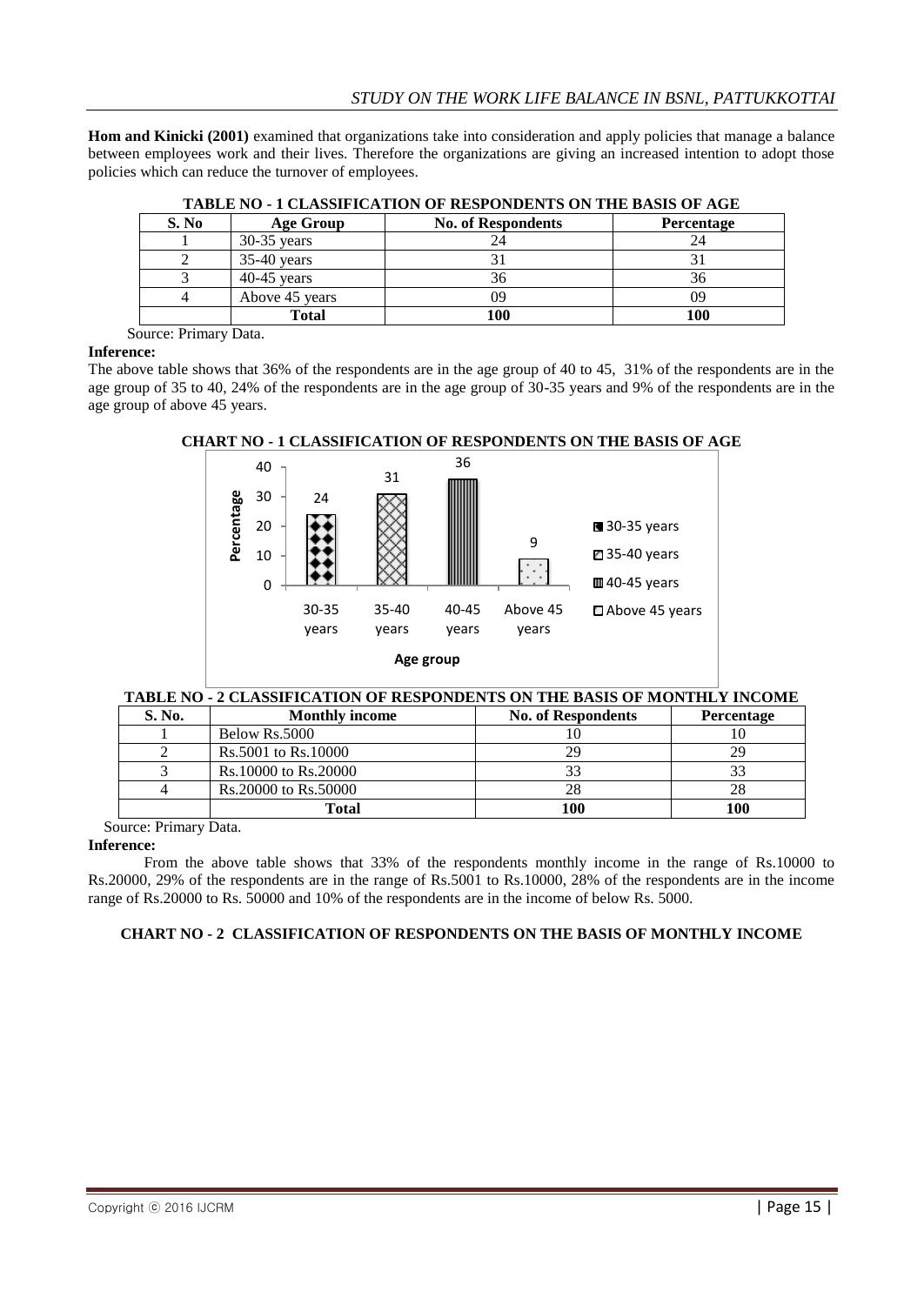**Hom and Kinicki (2001)** examined that organizations take into consideration and apply policies that manage a balance between employees work and their lives. Therefore the organizations are giving an increased intention to adopt those policies which can reduce the turnover of employees.

**TABLE NO - 1 CLASSIFICATION OF RESPONDENTS ON THE BASIS OF AGE**

| S. No | Age Group | No. of Respondents | Percentage |
|---|---|---|---|
| 1 | 30-35 years | 24 | 24 |
| 2 | 35-40 years | 31 | 31 |
| 3 | 40-45 years | 36 | 36 |
| 4 | Above 45 years | 09 | 09 |
| | **Total** | **100** | **100** |

Source: Primary Data.

**Inference:**

The above table shows that 36% of the respondents are in the age group of 40 to 45, 31% of the respondents are in the age group of 35 to 40, 24% of the respondents are in the age group of 30-35 years and 9% of the respondents are in the age group of above 45 years.

**CHART NO - 1 CLASSIFICATION OF RESPONDENTS ON THE BASIS OF AGE**

**TABLE NO - 2 CLASSIFICATION OF RESPONDENTS ON THE BASIS OF MONTHLY INCOME**

| S. No. | Monthly income | No. of Respondents | Percentage |
|---|---|---|---|
| 1 | Below Rs.5000 | 10 | 10 |
| 2 | Rs.5001 to Rs.10000 | 29 | 29 |
| 3 | Rs.10000 to Rs.20000 | 33 | 33 |
| 4 | Rs.20000 to Rs.50000 | 28 | 28 |
| | **Total** | **100** | **100** |

Source: Primary Data.

**Inference:**

From the above table shows that 33% of the respondents monthly income in the range of Rs.10000 to Rs.20000, 29% of the respondents are in the range of Rs.5001 to Rs.10000, 28% of the respondents are in the income range of Rs.20000 to Rs. 50000 and 10% of the respondents are in the income of below Rs. 5000.

**CHART NO - 2 CLASSIFICATION OF RESPONDENTS ON THE BASIS OF MONTHLY INCOME**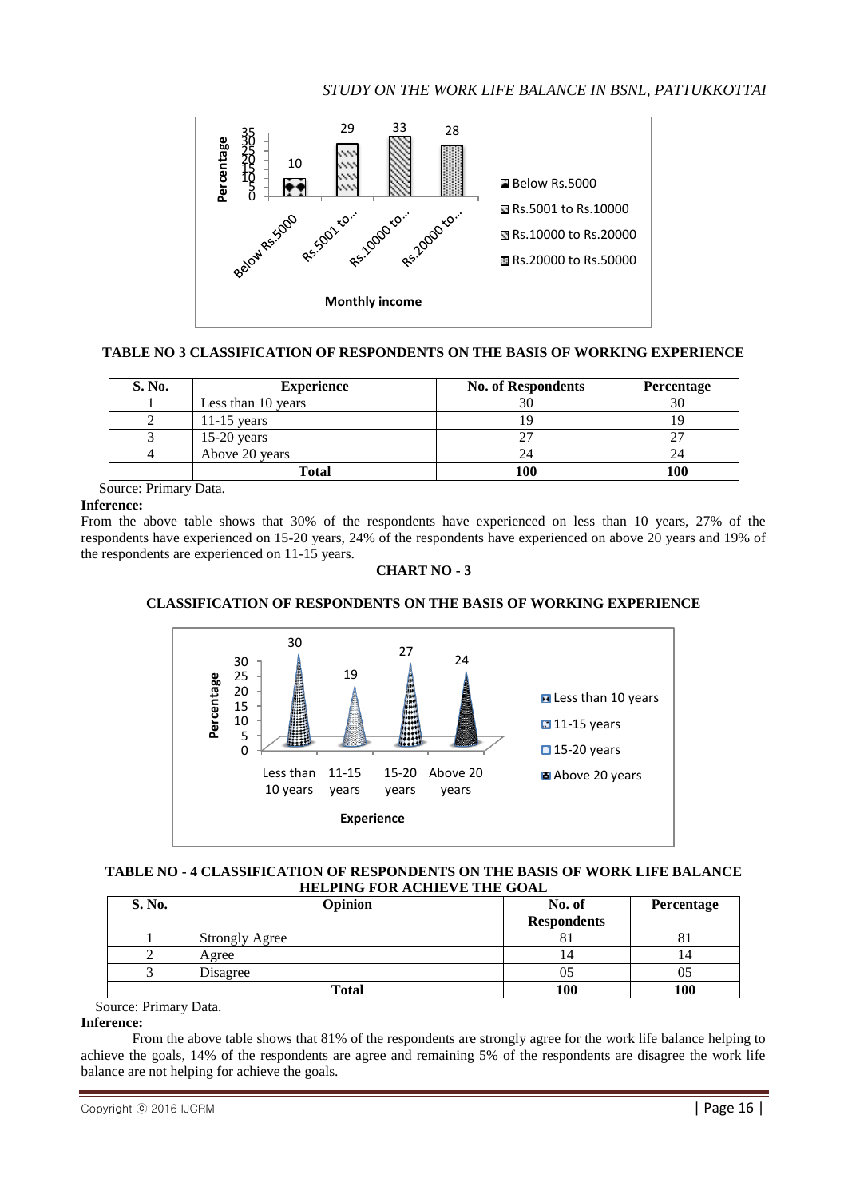**TABLE NO 3 CLASSIFICATION OF RESPONDENTS ON THE BASIS OF WORKING EXPERIENCE**

| S. No. | Experience | No. of Respondents | Percentage |
|---|---|---|---|
| 1 | Less than 10 years | 30 | 30 |
| 2 | 11-15 years | 19 | 19 |
| 3 | 15-20 years | 27 | 27 |
| 4 | Above 20 years | 24 | 24 |
| | **Total** | **100** | **100** |

Source: Primary Data.

**Inference:**

From the above table shows that 30% of the respondents have experienced on less than 10 years, 27% of the respondents have experienced on 15-20 years, 24% of the respondents have experienced on above 20 years and 19% of the respondents are experienced on 11-15 years.

**CHART NO - 3**

**CLASSIFICATION OF RESPONDENTS ON THE BASIS OF WORKING EXPERIENCE**

**TABLE NO - 4 CLASSIFICATION OF RESPONDENTS ON THE BASIS OF WORK LIFE BALANCE HELPING FOR ACHIEVE THE GOAL**

| S. No. | Opinion | No. of Respondents | Percentage |
|---|---|---|---|
| 1 | Strongly Agree | 81 | 81 |
| 2 | Agree | 14 | 14 |
| 3 | Disagree | 05 | 05 |
| | **Total** | **100** | **100** |

Source: Primary Data.

**Inference:**

From the above table shows that 81% of the respondents are strongly agree for the work life balance helping to achieve the goals, 14% of the respondents are agree and remaining 5% of the respondents are disagree the work life balance are not helping for achieve the goals.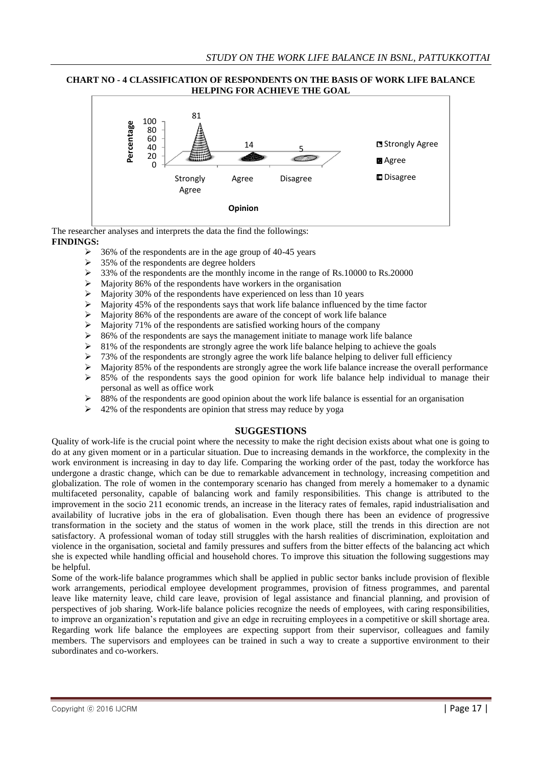**CHART NO - 4 CLASSIFICATION OF RESPONDENTS ON THE BASIS OF WORK LIFE BALANCE HELPING FOR ACHIEVE THE GOAL**

The researcher analyses and interprets the data the find the followings:

**FINDINGS:**

- 36% of the respondents are in the age group of 40-45 years
- 35% of the respondents are degree holders
- 33% of the respondents are the monthly income in the range of Rs.10000 to Rs.20000
- Majority 86% of the respondents have workers in the organisation
- Majority 30% of the respondents have experienced on less than 10 years
- Majority 45% of the respondents says that work life balance influenced by the time factor
- Majority 86% of the respondents are aware of the concept of work life balance
- Majority 71% of the respondents are satisfied working hours of the company
- 86% of the respondents are says the management initiate to manage work life balance
- 81% of the respondents are strongly agree the work life balance helping to achieve the goals
- 73% of the respondents are strongly agree the work life balance helping to deliver full efficiency
- Majority 85% of the respondents are strongly agree the work life balance increase the overall performance
- 85% of the respondents says the good opinion for work life balance help individual to manage their personal as well as office work
- 88% of the respondents are good opinion about the work life balance is essential for an organisation
- 42% of the respondents are opinion that stress may reduce by yoga

## SUGGESTIONS

Quality of work-life is the crucial point where the necessity to make the right decision exists about what one is going to do at any given moment or in a particular situation. Due to increasing demands in the workforce, the complexity in the work environment is increasing in day to day life. Comparing the working order of the past, today the workforce has undergone a drastic change, which can be due to remarkable advancement in technology, increasing competition and globalization. The role of women in the contemporary scenario has changed from merely a homemaker to a dynamic multifaceted personality, capable of balancing work and family responsibilities. This change is attributed to the improvement in the socio 211 economic trends, an increase in the literacy rates of females, rapid industrialisation and availability of lucrative jobs in the era of globalisation. Even though there has been an evidence of progressive transformation in the society and the status of women in the work place, still the trends in this direction are not satisfactory. A professional woman of today still struggles with the harsh realities of discrimination, exploitation and violence in the organisation, societal and family pressures and suffers from the bitter effects of the balancing act which she is expected while handling official and household chores. To improve this situation the following suggestions may be helpful.

Some of the work-life balance programmes which shall be applied in public sector banks include provision of flexible work arrangements, periodical employee development programmes, provision of fitness programmes, and parental leave like maternity leave, child care leave, provision of legal assistance and financial planning, and provision of perspectives of job sharing. Work-life balance policies recognize the needs of employees, with caring responsibilities, to improve an organization's reputation and give an edge in recruiting employees in a competitive or skill shortage area. Regarding work life balance the employees are expecting support from their supervisor, colleagues and family members. The supervisors and employees can be trained in such a way to create a supportive environment to their subordinates and co-workers.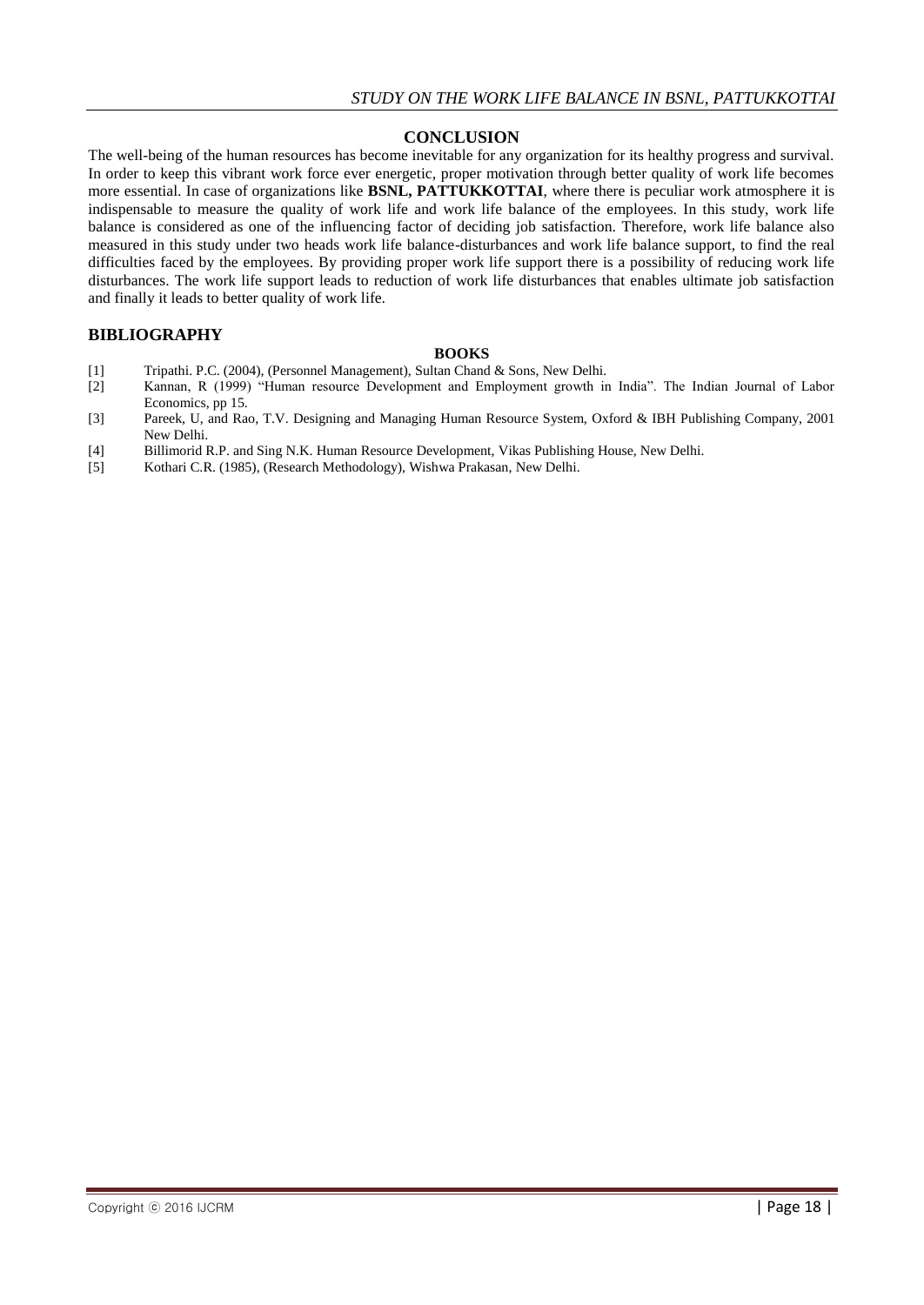## CONCLUSION

The well-being of the human resources has become inevitable for any organization for its healthy progress and survival. In order to keep this vibrant work force ever energetic, proper motivation through better quality of work life becomes more essential. In case of organizations like **BSNL, PATTUKKOTTAI**, where there is peculiar work atmosphere it is indispensable to measure the quality of work life and work life balance of the employees. In this study, work life balance is considered as one of the influencing factor of deciding job satisfaction. Therefore, work life balance also measured in this study under two heads work life balance-disturbances and work life balance support, to find the real difficulties faced by the employees. By providing proper work life support there is a possibility of reducing work life disturbances. The work life support leads to reduction of work life disturbances that enables ultimate job satisfaction and finally it leads to better quality of work life.

## BIBLIOGRAPHY

### BOOKS

[1] Tripathi. P.C. (2004), (Personnel Management), Sultan Chand & Sons, New Delhi.

[2] Kannan, R (1999) "Human resource Development and Employment growth in India". The Indian Journal of Labor Economics, pp 15.

[3] Pareek, U, and Rao, T.V. Designing and Managing Human Resource System, Oxford & IBH Publishing Company, 2001 New Delhi.

[4] Billimorid R.P. and Sing N.K. Human Resource Development, Vikas Publishing House, New Delhi.

[5] Kothari C.R. (1985), (Research Methodology), Wishwa Prakasan, New Delhi.